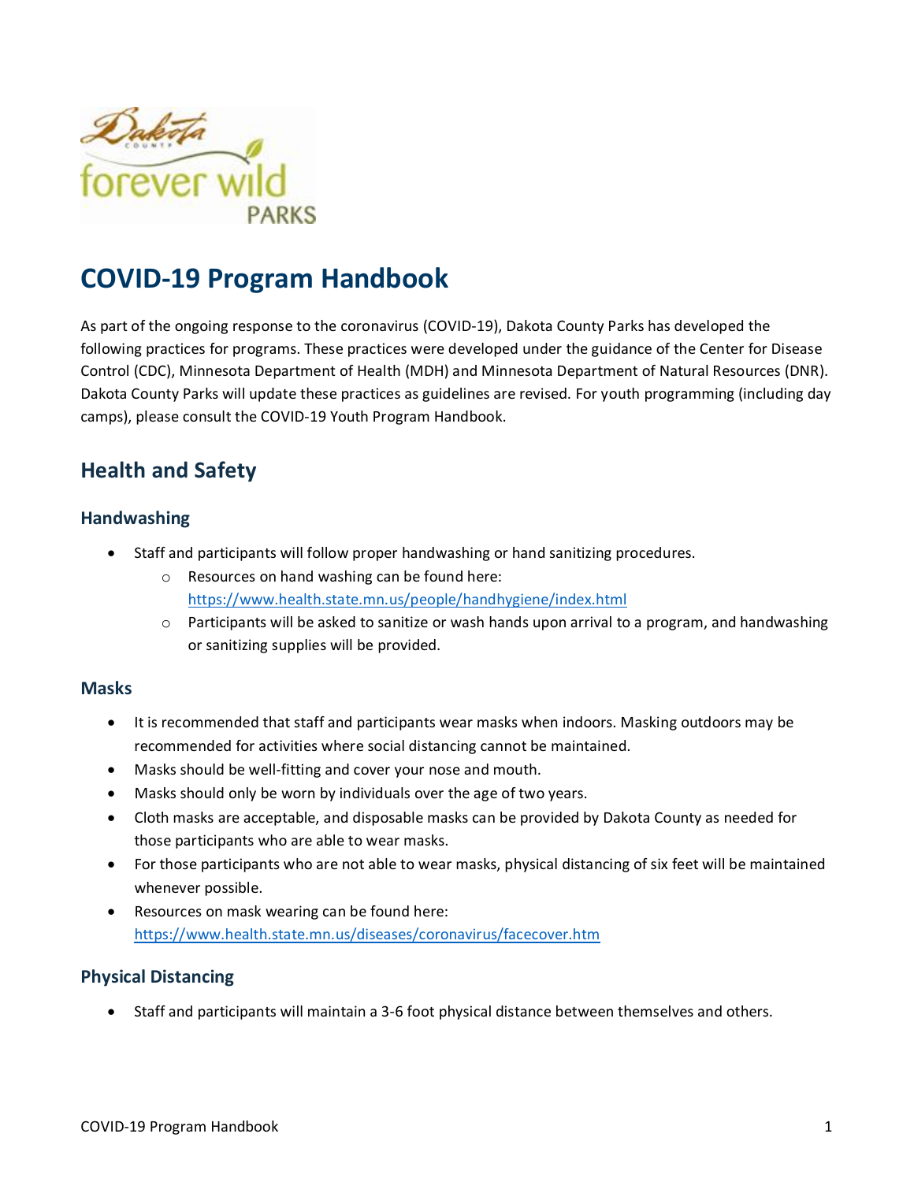# COVID-19 Program Handbook

As part of the ongoing response to the coronavirus (COVID-19), Dakota County Parks has developed the following practices for programs. These practices were developed under the guidance of the Center for Disease Control (CDC), Minnesota Department of Health (MDH) and Minnesota Department of Natural Resources (DNR). Dakota County Parks will update these practices as guidelines are revised. For youth programming (including day camps), please consult the COVID-19 Youth Program Handbook.

## Health and Safety

### Handwashing

- Staff and participants will follow proper handwashing or hand sanitizing procedures.
  - Resources on hand washing can be found here: https://www.health.state.mn.us/people/handhygiene/index.html
  - Participants will be asked to sanitize or wash hands upon arrival to a program, and handwashing or sanitizing supplies will be provided.

### Masks

- It is recommended that staff and participants wear masks when indoors. Masking outdoors may be recommended for activities where social distancing cannot be maintained.
- Masks should be well-fitting and cover your nose and mouth.
- Masks should only be worn by individuals over the age of two years.
- Cloth masks are acceptable, and disposable masks can be provided by Dakota County as needed for those participants who are able to wear masks.
- For those participants who are not able to wear masks, physical distancing of six feet will be maintained whenever possible.
- Resources on mask wearing can be found here: https://www.health.state.mn.us/diseases/coronavirus/facecover.htm

### Physical Distancing

- Staff and participants will maintain a 3-6 foot physical distance between themselves and others.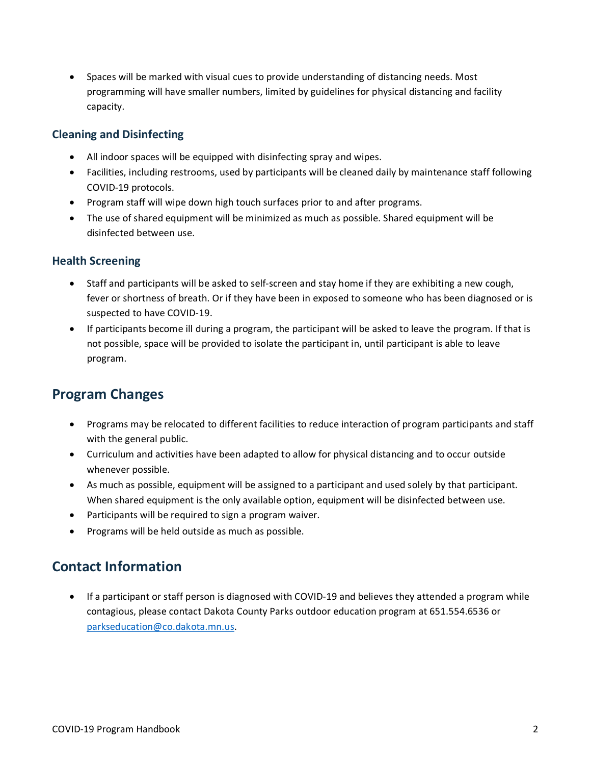- Spaces will be marked with visual cues to provide understanding of distancing needs. Most programming will have smaller numbers, limited by guidelines for physical distancing and facility capacity.

### Cleaning and Disinfecting

- All indoor spaces will be equipped with disinfecting spray and wipes.
- Facilities, including restrooms, used by participants will be cleaned daily by maintenance staff following COVID-19 protocols.
- Program staff will wipe down high touch surfaces prior to and after programs.
- The use of shared equipment will be minimized as much as possible. Shared equipment will be disinfected between use.

### Health Screening

- Staff and participants will be asked to self-screen and stay home if they are exhibiting a new cough, fever or shortness of breath. Or if they have been in exposed to someone who has been diagnosed or is suspected to have COVID-19.
- If participants become ill during a program, the participant will be asked to leave the program. If that is not possible, space will be provided to isolate the participant in, until participant is able to leave program.

## Program Changes

- Programs may be relocated to different facilities to reduce interaction of program participants and staff with the general public.
- Curriculum and activities have been adapted to allow for physical distancing and to occur outside whenever possible.
- As much as possible, equipment will be assigned to a participant and used solely by that participant. When shared equipment is the only available option, equipment will be disinfected between use.
- Participants will be required to sign a program waiver.
- Programs will be held outside as much as possible.

## Contact Information

- If a participant or staff person is diagnosed with COVID-19 and believes they attended a program while contagious, please contact Dakota County Parks outdoor education program at 651.554.6536 or parkseducation@co.dakota.mn.us.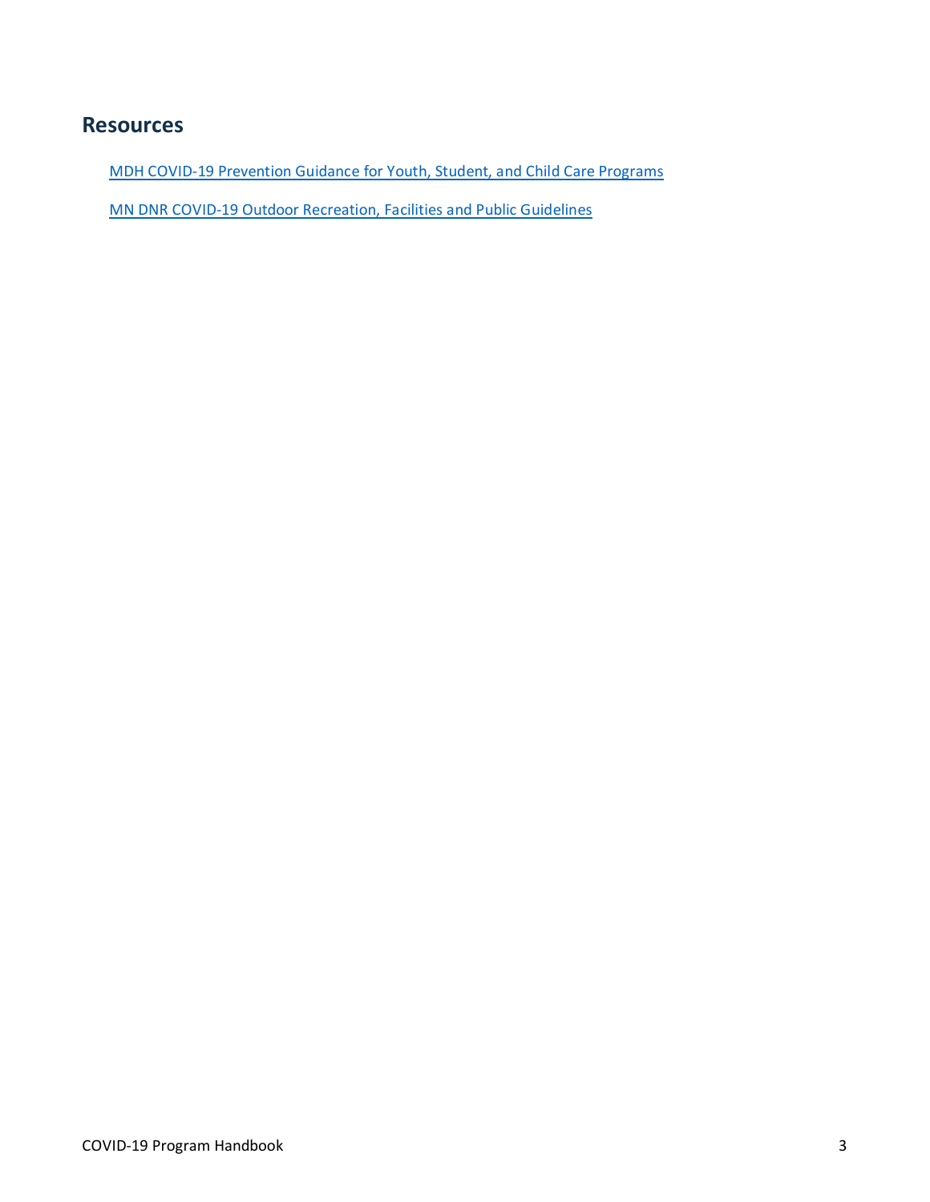## Resources

MDH COVID-19 Prevention Guidance for Youth, Student, and Child Care Programs

MN DNR COVID-19 Outdoor Recreation, Facilities and Public Guidelines